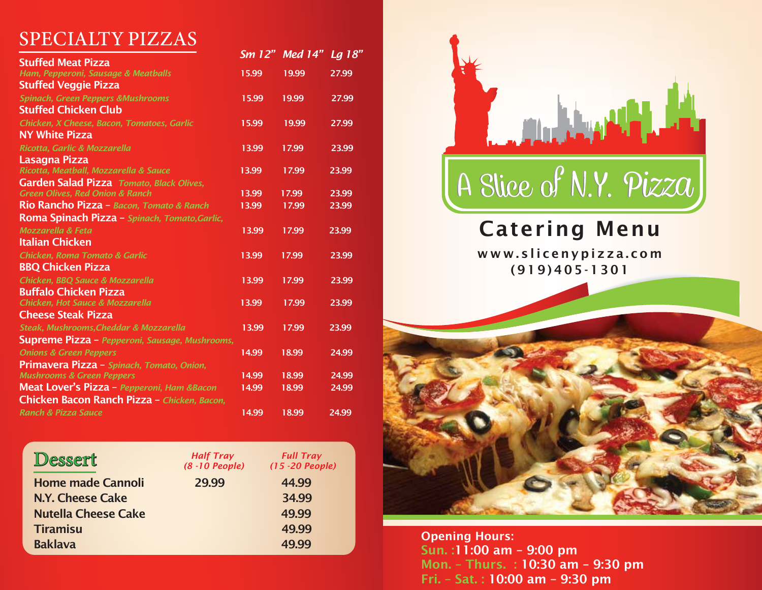## SPECIALTY PIZZAS

| Pizza | Sm 12" | Med 14" | Lg 18" |
|---|---|---|---|
| **Stuffed Meat Pizza** *Ham, Pepperoni, Sausage & Meatballs* | 15.99 | 19.99 | 27.99 |
| **Stuffed Veggie Pizza** *Spinach, Green Peppers &Mushrooms* | 15.99 | 19.99 | 27.99 |
| **Stuffed Chicken Club** *Chicken, X Cheese, Bacon, Tomatoes, Garlic* | 15.99 | 19.99 | 27.99 |
| **NY White Pizza** *Ricotta, Garlic & Mozzarella* | 13.99 | 17.99 | 23.99 |
| **Lasagna Pizza** *Ricotta, Meatball, Mozzarella & Sauce* | 13.99 | 17.99 | 23.99 |
| **Garden Salad Pizza** *Tomato, Black Olives, Green Olives, Red Onion & Ranch* | 13.99 | 17.99 | 23.99 |
| **Rio Rancho Pizza** – *Bacon, Tomato & Ranch* | 13.99 | 17.99 | 23.99 |
| **Roma Spinach Pizza** – *Spinach, Tomato,Garlic, Mozzarella & Feta* | 13.99 | 17.99 | 23.99 |
| **Italian Chicken** *Chicken, Roma Tomato & Garlic* | 13.99 | 17.99 | 23.99 |
| **BBQ Chicken Pizza** *Chicken, BBQ Sauce & Mozzarella* | 13.99 | 17.99 | 23.99 |
| **Buffalo Chicken Pizza** *Chicken, Hot Sauce & Mozzarella* | 13.99 | 17.99 | 23.99 |
| **Cheese Steak Pizza** *Steak, Mushrooms,Cheddar & Mozzarella* | 13.99 | 17.99 | 23.99 |
| **Supreme Pizza** – *Pepperoni, Sausage, Mushrooms, Onions & Green Peppers* | 14.99 | 18.99 | 24.99 |
| **Primavera Pizza** – *Spinach, Tomato, Onion, Mushrooms & Green Peppers* | 14.99 | 18.99 | 24.99 |
| **Meat Lover's Pizza** – *Pepperoni, Ham &Bacon* | 14.99 | 18.99 | 24.99 |
| **Chicken Bacon Ranch Pizza** – *Chicken, Bacon, Ranch & Pizza Sauce* | 14.99 | 18.99 | 24.99 |

## Dessert

| | Half Tray (8 -10 People) | Full Tray (15 -20 People) |
|---|---|---|
| **Home made Cannoli** | 29.99 | 44.99 |
| **N.Y. Cheese Cake** | | 34.99 |
| **Nutella Cheese Cake** | | 49.99 |
| **Tiramisu** | | 49.99 |
| **Baklava** | | 49.99 |

# A Slice of N.Y. Pizza

## Catering Menu

www.slicenypizza.com
(919)405-1301

**Opening Hours:**
Sun. :11:00 am – 9:00 pm
Mon. – Thurs. : 10:30 am – 9:30 pm
Fri. – Sat. : 10:00 am – 9:30 pm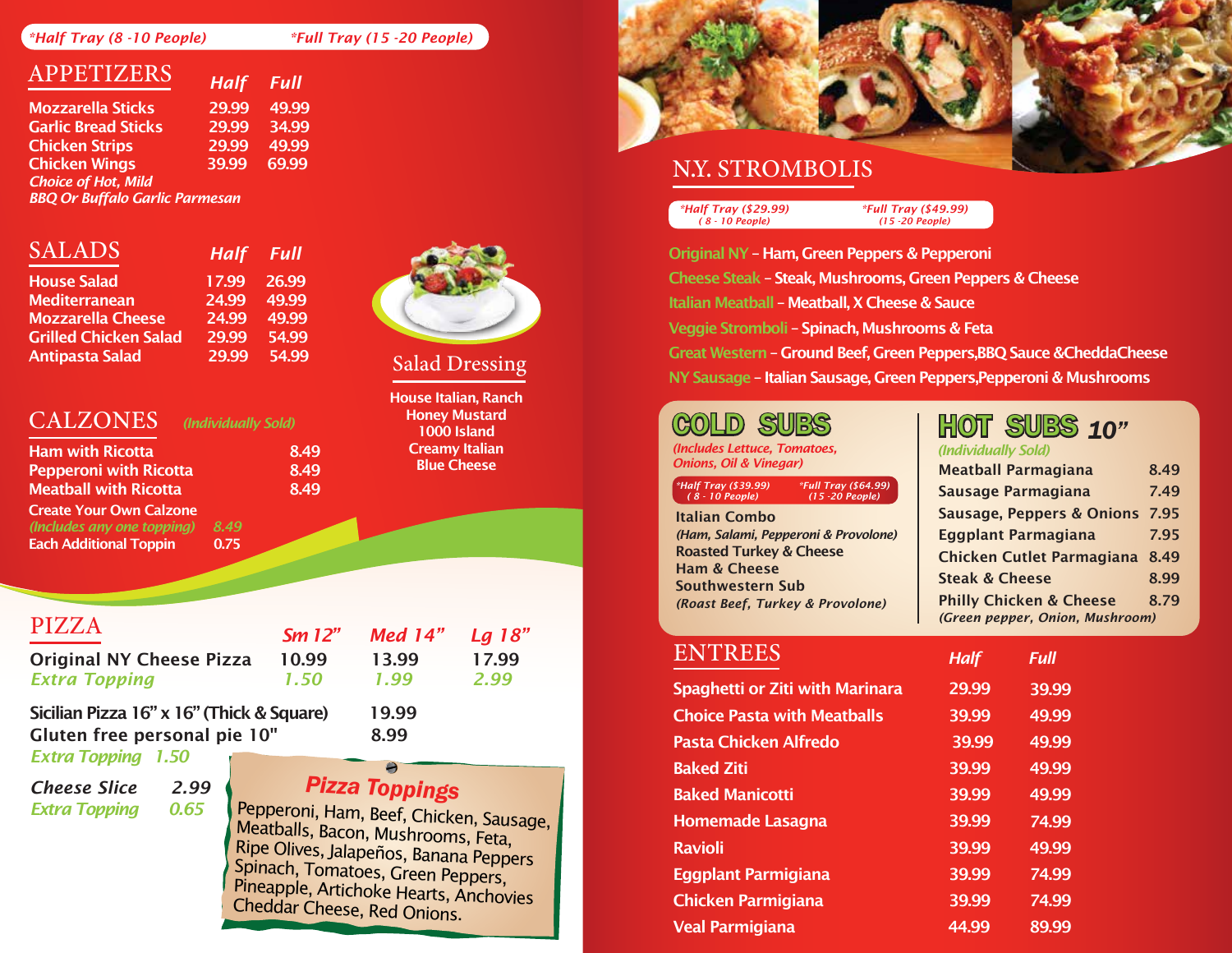*Half Tray (8 -10 People) *Full Tray (15 -20 People)

## APPETIZERS

| | Half | Full |
|---|---|---|
| Mozzarella Sticks | 29.99 | 49.99 |
| Garlic Bread Sticks | 29.99 | 34.99 |
| Chicken Strips | 29.99 | 49.99 |
| Chicken Wings | 39.99 | 69.99 |

*Choice of Hot, Mild*
*BBQ Or Buffalo Garlic Parmesan*

## SALADS

| | Half | Full |
|---|---|---|
| House Salad | 17.99 | 26.99 |
| Mediterranean | 24.99 | 49.99 |
| Mozzarella Cheese | 24.99 | 49.99 |
| Grilled Chicken Salad | 29.99 | 54.99 |
| Antipasta Salad | 29.99 | 54.99 |

### Salad Dressing

House Italian, Ranch
Honey Mustard
1000 Island
Creamy Italian
Blue Cheese

## CALZONES *(Individually Sold)*

| | |
|---|---|
| Ham with Ricotta | 8.49 |
| Pepperoni with Ricotta | 8.49 |
| Meatball with Ricotta | 8.49 |
| Create Your Own Calzone *(Includes any one topping)* | 8.49 |
| Each Additional Toppin | 0.75 |

## PIZZA

| | Sm 12" | Med 14" | Lg 18" |
|---|---|---|---|
| Original NY Cheese Pizza | 10.99 | 13.99 | 17.99 |
| *Extra Topping* | 1.50 | 1.99 | 2.99 |

Sicilian Pizza 16" x 16" (Thick & Square) 19.99
Gluten free personal pie 10" 8.99
*Extra Topping 1.50*

*Cheese Slice 2.99*
*Extra Topping 0.65*

### Pizza Toppings

Pepperoni, Ham, Beef, Chicken, Sausage, Meatballs, Bacon, Mushrooms, Feta, Ripe Olives, Jalapeños, Banana Peppers Spinach, Tomatoes, Green Peppers, Pineapple, Artichoke Hearts, Anchovies Cheddar Cheese, Red Onions.

## N.Y. STROMBOLIS

*Half Tray ($29.99) (8 - 10 People) *Full Tray ($49.99) (15 -20 People)

- **Original NY** – Ham, Green Peppers & Pepperoni
- **Cheese Steak** – Steak, Mushrooms, Green Peppers & Cheese
- **Italian Meatball** – Meatball, X Cheese & Sauce
- **Veggie Stromboli** – Spinach, Mushrooms & Feta
- **Great Western** – Ground Beef, Green Peppers,BBQ Sauce &CheddaCheese
- **NY Sausage** – Italian Sausage, Green Peppers,Pepperoni & Mushrooms

## COLD SUBS

*(Includes Lettuce, Tomatoes, Onions, Oil & Vinegar)*

*Half Tray ($39.99) (8 - 10 People) *Full Tray ($64.99) (15 -20 People)

Italian Combo
*(Ham, Salami, Pepperoni & Provolone)*
Roasted Turkey & Cheese
Ham & Cheese
Southwestern Sub
*(Roast Beef, Turkey & Provolone)*

## HOT SUBS 10"

*(Individually Sold)*

| | |
|---|---|
| Meatball Parmagiana | 8.49 |
| Sausage Parmagiana | 7.49 |
| Sausage, Peppers & Onions | 7.95 |
| Eggplant Parmagiana | 7.95 |
| Chicken Cutlet Parmagiana | 8.49 |
| Steak & Cheese | 8.99 |
| Philly Chicken & Cheese *(Green pepper, Onion, Mushroom)* | 8.79 |

## ENTREES

| | Half | Full |
|---|---|---|
| Spaghetti or Ziti with Marinara | 29.99 | 39.99 |
| Choice Pasta with Meatballs | 39.99 | 49.99 |
| Pasta Chicken Alfredo | 39.99 | 49.99 |
| Baked Ziti | 39.99 | 49.99 |
| Baked Manicotti | 39.99 | 49.99 |
| Homemade Lasagna | 39.99 | 74.99 |
| Ravioli | 39.99 | 49.99 |
| Eggplant Parmigiana | 39.99 | 74.99 |
| Chicken Parmigiana | 39.99 | 74.99 |
| Veal Parmigiana | 44.99 | 89.99 |